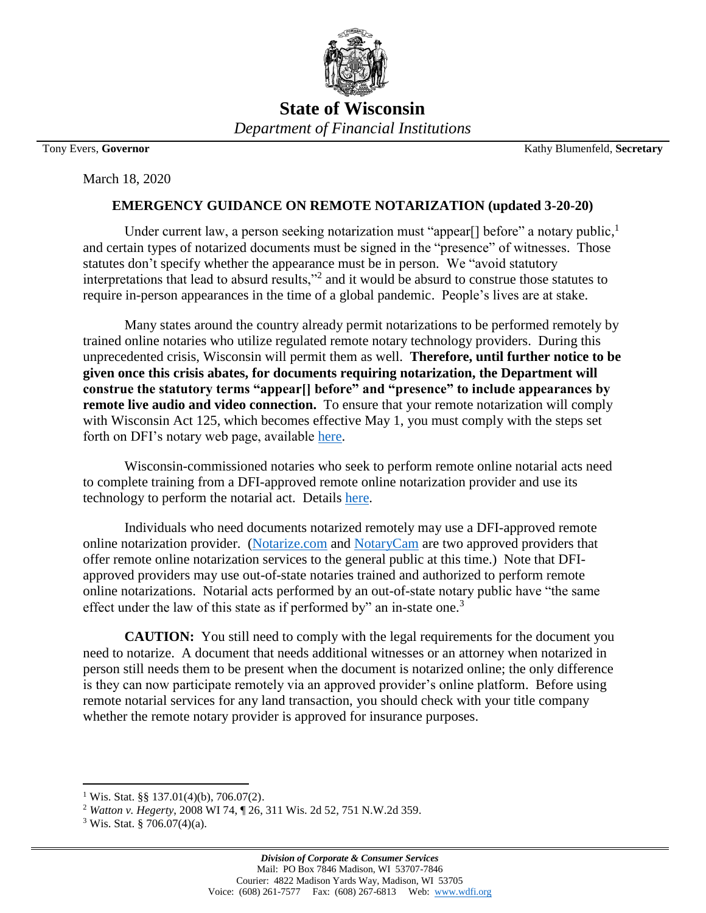# State of Wisconsin

*Department of Financial Institutions*

Tony Evers, **Governor** Kathy Blumenfeld, **Secretary**

March 18, 2020

## EMERGENCY GUIDANCE ON REMOTE NOTARIZATION (updated 3-20-20)

Under current law, a person seeking notarization must "appear[] before" a notary public,[1] and certain types of notarized documents must be signed in the "presence" of witnesses. Those statutes don't specify whether the appearance must be in person. We "avoid statutory interpretations that lead to absurd results,"[2] and it would be absurd to construe those statutes to require in-person appearances in the time of a global pandemic. People's lives are at stake.

Many states around the country already permit notarizations to be performed remotely by trained online notaries who utilize regulated remote notary technology providers. During this unprecedented crisis, Wisconsin will permit them as well. **Therefore, until further notice to be given once this crisis abates, for documents requiring notarization, the Department will construe the statutory terms "appear[] before" and "presence" to include appearances by remote live audio and video connection.** To ensure that your remote notarization will comply with Wisconsin Act 125, which becomes effective May 1, you must comply with the steps set forth on DFI's notary web page, available here.

Wisconsin-commissioned notaries who seek to perform remote online notarial acts need to complete training from a DFI-approved remote online notarization provider and use its technology to perform the notarial act. Details here.

Individuals who need documents notarized remotely may use a DFI-approved remote online notarization provider. (Notarize.com and NotaryCam are two approved providers that offer remote online notarization services to the general public at this time.) Note that DFI-approved providers may use out-of-state notaries trained and authorized to perform remote online notarizations. Notarial acts performed by an out-of-state notary public have "the same effect under the law of this state as if performed by" an in-state one.[3]

**CAUTION:** You still need to comply with the legal requirements for the document you need to notarize. A document that needs additional witnesses or an attorney when notarized in person still needs them to be present when the document is notarized online; the only difference is they can now participate remotely via an approved provider's online platform. Before using remote notarial services for any land transaction, you should check with your title company whether the remote notary provider is approved for insurance purposes.

---

[1] Wis. Stat. §§ 137.01(4)(b), 706.07(2).

[2] *Watton v. Hegerty*, 2008 WI 74, ¶ 26, 311 Wis. 2d 52, 751 N.W.2d 359.

[3] Wis. Stat. § 706.07(4)(a).

*Division of Corporate & Consumer Services*
Mail: PO Box 7846 Madison, WI 53707-7846
Courier: 4822 Madison Yards Way, Madison, WI 53705
Voice: (608) 261-7577 Fax: (608) 267-6813 Web: www.wdfi.org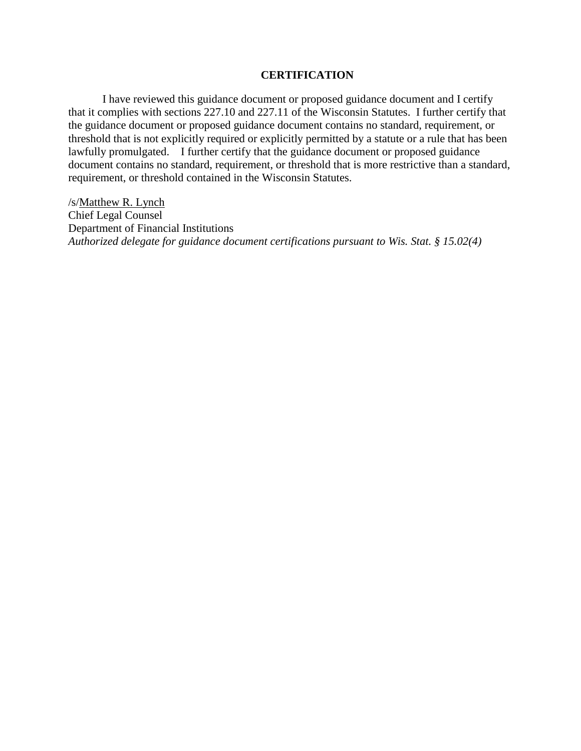## CERTIFICATION

I have reviewed this guidance document or proposed guidance document and I certify that it complies with sections 227.10 and 227.11 of the Wisconsin Statutes. I further certify that the guidance document or proposed guidance document contains no standard, requirement, or threshold that is not explicitly required or explicitly permitted by a statute or a rule that has been lawfully promulgated. I further certify that the guidance document or proposed guidance document contains no standard, requirement, or threshold that is more restrictive than a standard, requirement, or threshold contained in the Wisconsin Statutes.

/s/Matthew R. Lynch
Chief Legal Counsel
Department of Financial Institutions
*Authorized delegate for guidance document certifications pursuant to Wis. Stat. § 15.02(4)*